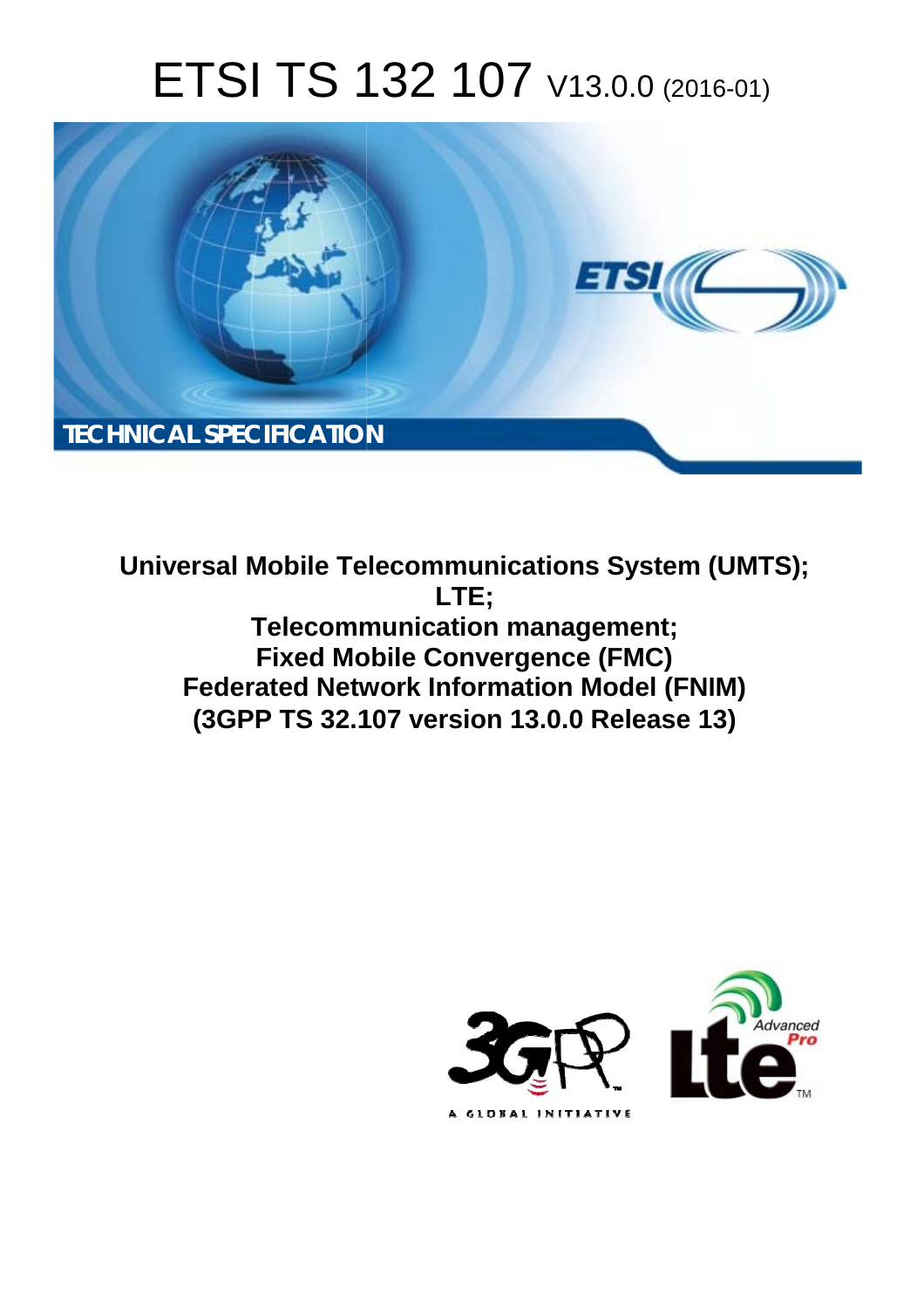# ETSI TS 132 107 V13.0.0 (2016-01)

TECHNICAL SPECIFICATION

**Universal Mobile Telecommunications System (UMTS); LTE; Telecommunication management; Fixed Mobile Convergence (FMC) Federated Network Information Model (FNIM) (3GPP TS 32.107 version 13.0.0 Release 13)**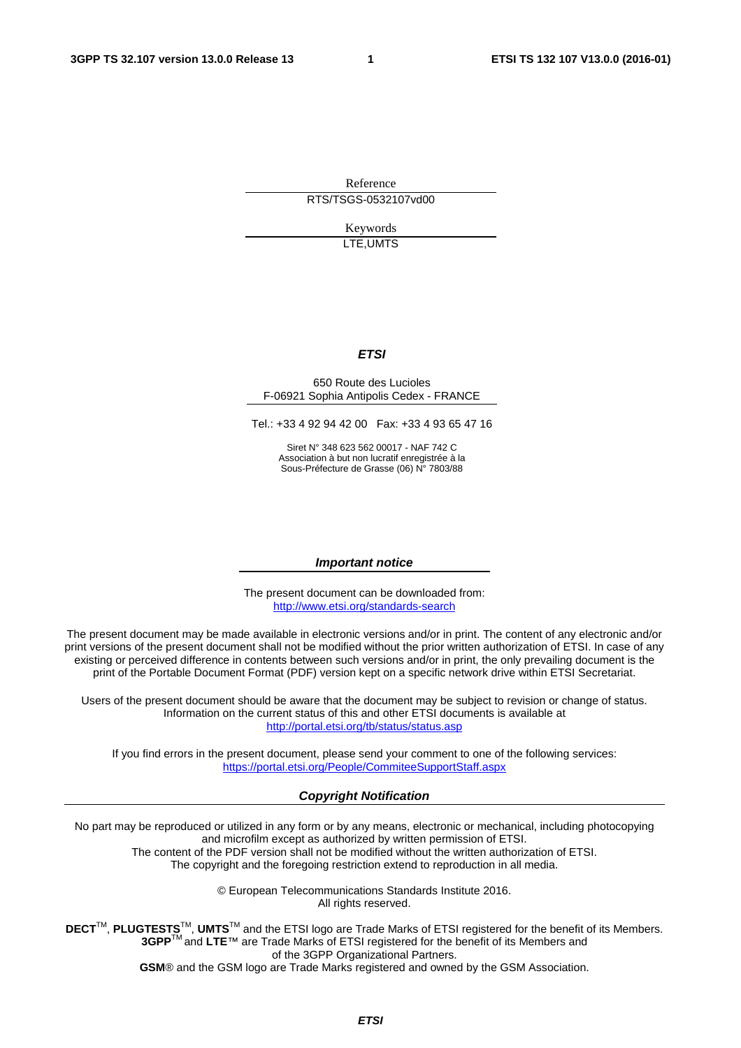Reference

RTS/TSGS-0532107vd00

Keywords

LTE,UMTS

***ETSI***

650 Route des Lucioles
F-06921 Sophia Antipolis Cedex - FRANCE

Tel.: +33 4 92 94 42 00 Fax: +33 4 93 65 47 16

Siret N° 348 623 562 00017 - NAF 742 C
Association à but non lucratif enregistrée à la
Sous-Préfecture de Grasse (06) N° 7803/88

***Important notice***

The present document can be downloaded from:
http://www.etsi.org/standards-search

The present document may be made available in electronic versions and/or in print. The content of any electronic and/or print versions of the present document shall not be modified without the prior written authorization of ETSI. In case of any existing or perceived difference in contents between such versions and/or in print, the only prevailing document is the print of the Portable Document Format (PDF) version kept on a specific network drive within ETSI Secretariat.

Users of the present document should be aware that the document may be subject to revision or change of status. Information on the current status of this and other ETSI documents is available at http://portal.etsi.org/tb/status/status.asp

If you find errors in the present document, please send your comment to one of the following services:
https://portal.etsi.org/People/CommiteeSupportStaff.aspx

***Copyright Notification***

No part may be reproduced or utilized in any form or by any means, electronic or mechanical, including photocopying and microfilm except as authorized by written permission of ETSI.
The content of the PDF version shall not be modified without the written authorization of ETSI.
The copyright and the foregoing restriction extend to reproduction in all media.

© European Telecommunications Standards Institute 2016.
All rights reserved.

**DECT**™, **PLUGTESTS**™, **UMTS**™ and the ETSI logo are Trade Marks of ETSI registered for the benefit of its Members.
**3GPP**™ and **LTE**™ are Trade Marks of ETSI registered for the benefit of its Members and of the 3GPP Organizational Partners.
**GSM**® and the GSM logo are Trade Marks registered and owned by the GSM Association.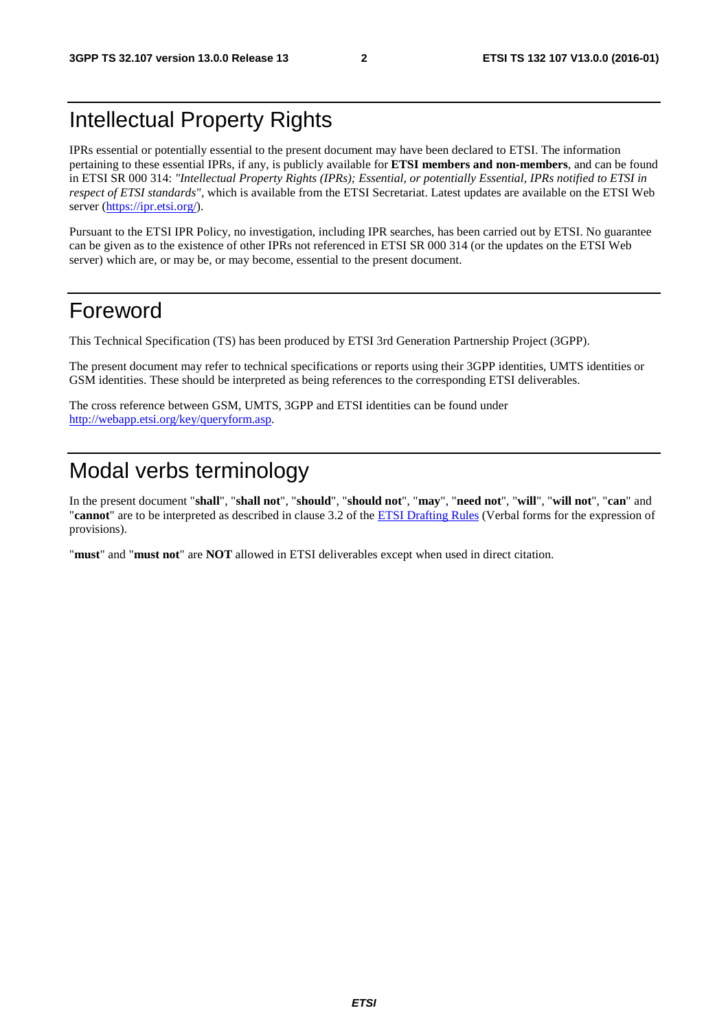# Intellectual Property Rights

IPRs essential or potentially essential to the present document may have been declared to ETSI. The information pertaining to these essential IPRs, if any, is publicly available for **ETSI members and non-members**, and can be found in ETSI SR 000 314: *"Intellectual Property Rights (IPRs); Essential, or potentially Essential, IPRs notified to ETSI in respect of ETSI standards"*, which is available from the ETSI Secretariat. Latest updates are available on the ETSI Web server (https://ipr.etsi.org/).

Pursuant to the ETSI IPR Policy, no investigation, including IPR searches, has been carried out by ETSI. No guarantee can be given as to the existence of other IPRs not referenced in ETSI SR 000 314 (or the updates on the ETSI Web server) which are, or may be, or may become, essential to the present document.

# Foreword

This Technical Specification (TS) has been produced by ETSI 3rd Generation Partnership Project (3GPP).

The present document may refer to technical specifications or reports using their 3GPP identities, UMTS identities or GSM identities. These should be interpreted as being references to the corresponding ETSI deliverables.

The cross reference between GSM, UMTS, 3GPP and ETSI identities can be found under http://webapp.etsi.org/key/queryform.asp.

# Modal verbs terminology

In the present document "**shall**", "**shall not**", "**should**", "**should not**", "**may**", "**need not**", "**will**", "**will not**", "**can**" and "**cannot**" are to be interpreted as described in clause 3.2 of the ETSI Drafting Rules (Verbal forms for the expression of provisions).

"**must**" and "**must not**" are **NOT** allowed in ETSI deliverables except when used in direct citation.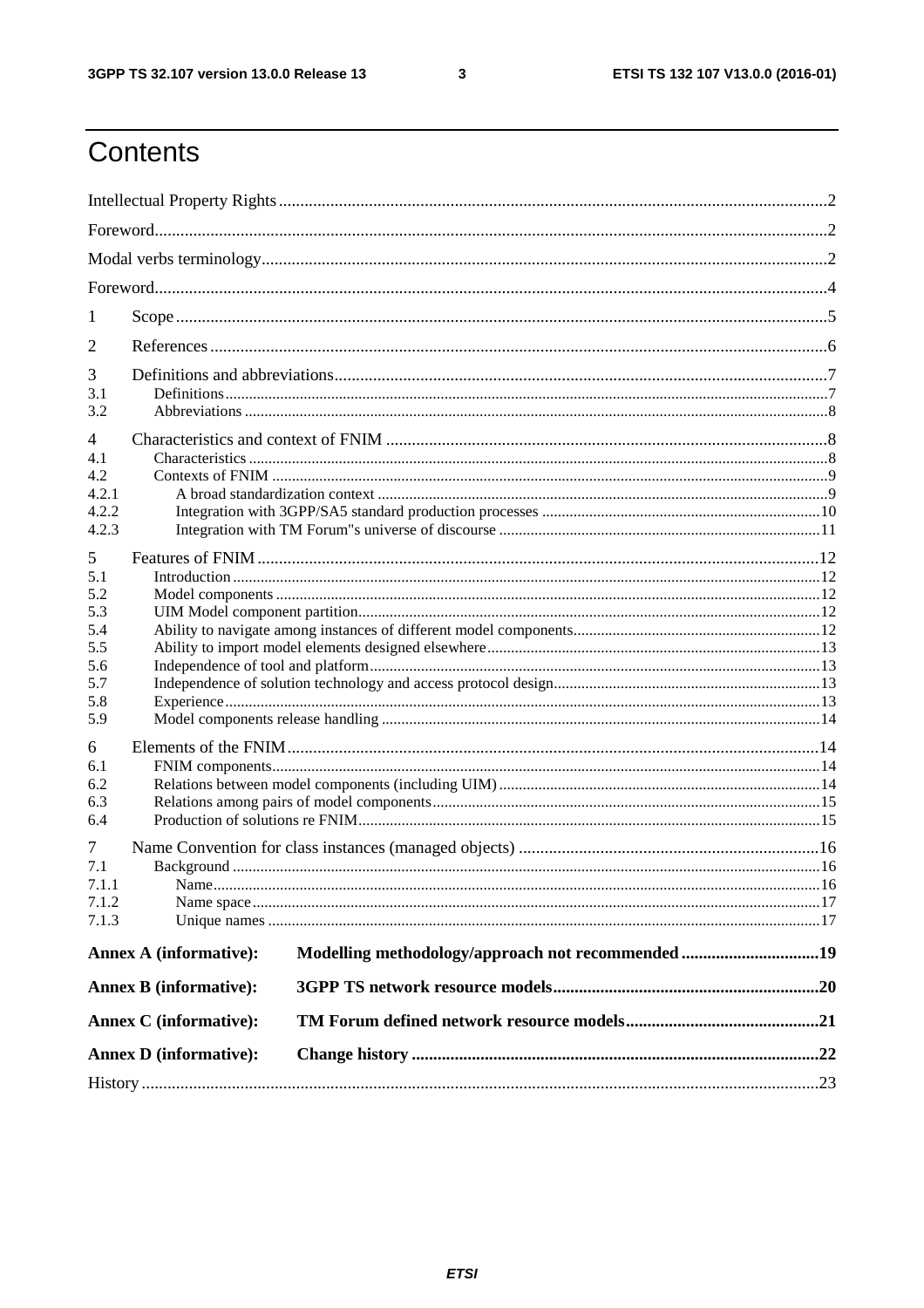# Contents

Intellectual Property Rights ....................................................................................................................2

Foreword....................................................................................................................................................2

Modal verbs terminology...........................................................................................................................2

Foreword....................................................................................................................................................4

1 Scope ......................................................................................................................................................5

2 References ..............................................................................................................................................6

3 Definitions and abbreviations.................................................................................................................7
3.1 Definitions .........................................................................................................................................7
3.2 Abbreviations ....................................................................................................................................8

4 Characteristics and context of FNIM .....................................................................................................8
4.1 Characteristics ...................................................................................................................................8
4.2 Contexts of FNIM ..............................................................................................................................9
4.2.1 A broad standardization context ....................................................................................................9
4.2.2 Integration with 3GPP/SA5 standard production processes ...........................................................10
4.2.3 Integration with TM Forum"s universe of discourse .....................................................................11

5 Features of FNIM .................................................................................................................................12
5.1 Introduction .....................................................................................................................................12
5.2 Model components ...........................................................................................................................12
5.3 UIM Model component partition......................................................................................................12
5.4 Ability to navigate among instances of different model components.................................................12
5.5 Ability to import model elements designed elsewhere........................................................................13
5.6 Independence of tool and platform....................................................................................................13
5.7 Independence of solution technology and access protocol design......................................................13
5.8 Experience.......................................................................................................................................13
5.9 Model components release handling .................................................................................................14

6 Elements of the FNIM..........................................................................................................................14
6.1 FNIM components............................................................................................................................14
6.2 Relations between model components (including UIM) ....................................................................14
6.3 Relations among pairs of model components.....................................................................................15
6.4 Production of solutions re FNIM.......................................................................................................15

7 Name Convention for class instances (managed objects) .....................................................................16
7.1 Background ......................................................................................................................................16
7.1.1 Name...........................................................................................................................................16
7.1.2 Name space ..................................................................................................................................17
7.1.3 Unique names ..............................................................................................................................17

**Annex A (informative): Modelling methodology/approach not recommended ...............................19**

**Annex B (informative): 3GPP TS network resource models............................................................20**

**Annex C (informative): TM Forum defined network resource models............................................21**

**Annex D (informative): Change history ............................................................................................22**

History ......................................................................................................................................................23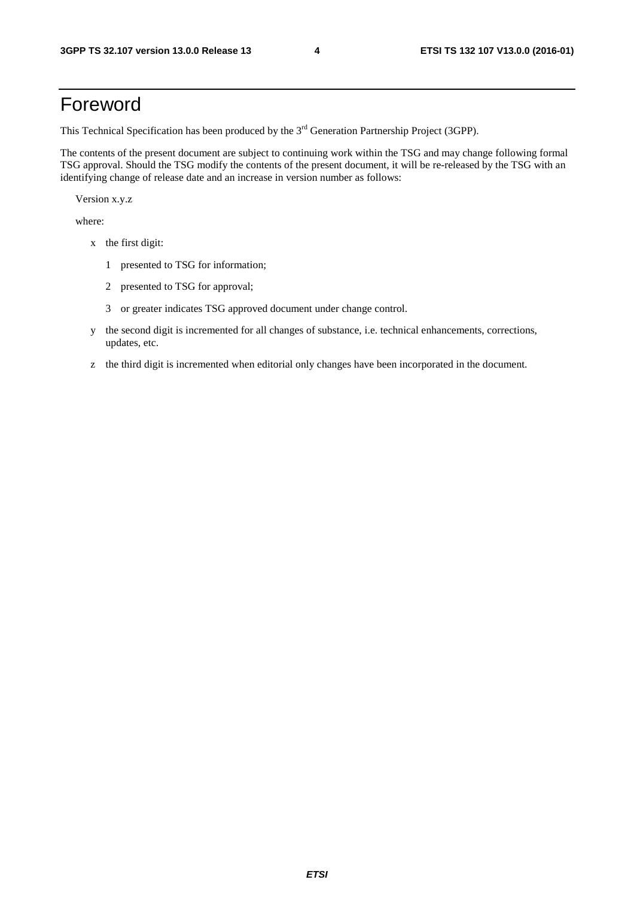# Foreword

This Technical Specification has been produced by the 3rd Generation Partnership Project (3GPP).

The contents of the present document are subject to continuing work within the TSG and may change following formal TSG approval. Should the TSG modify the contents of the present document, it will be re-released by the TSG with an identifying change of release date and an increase in version number as follows:

Version x.y.z

where:

- x the first digit:
  - 1 presented to TSG for information;
  - 2 presented to TSG for approval;
  - 3 or greater indicates TSG approved document under change control.
- y the second digit is incremented for all changes of substance, i.e. technical enhancements, corrections, updates, etc.
- z the third digit is incremented when editorial only changes have been incorporated in the document.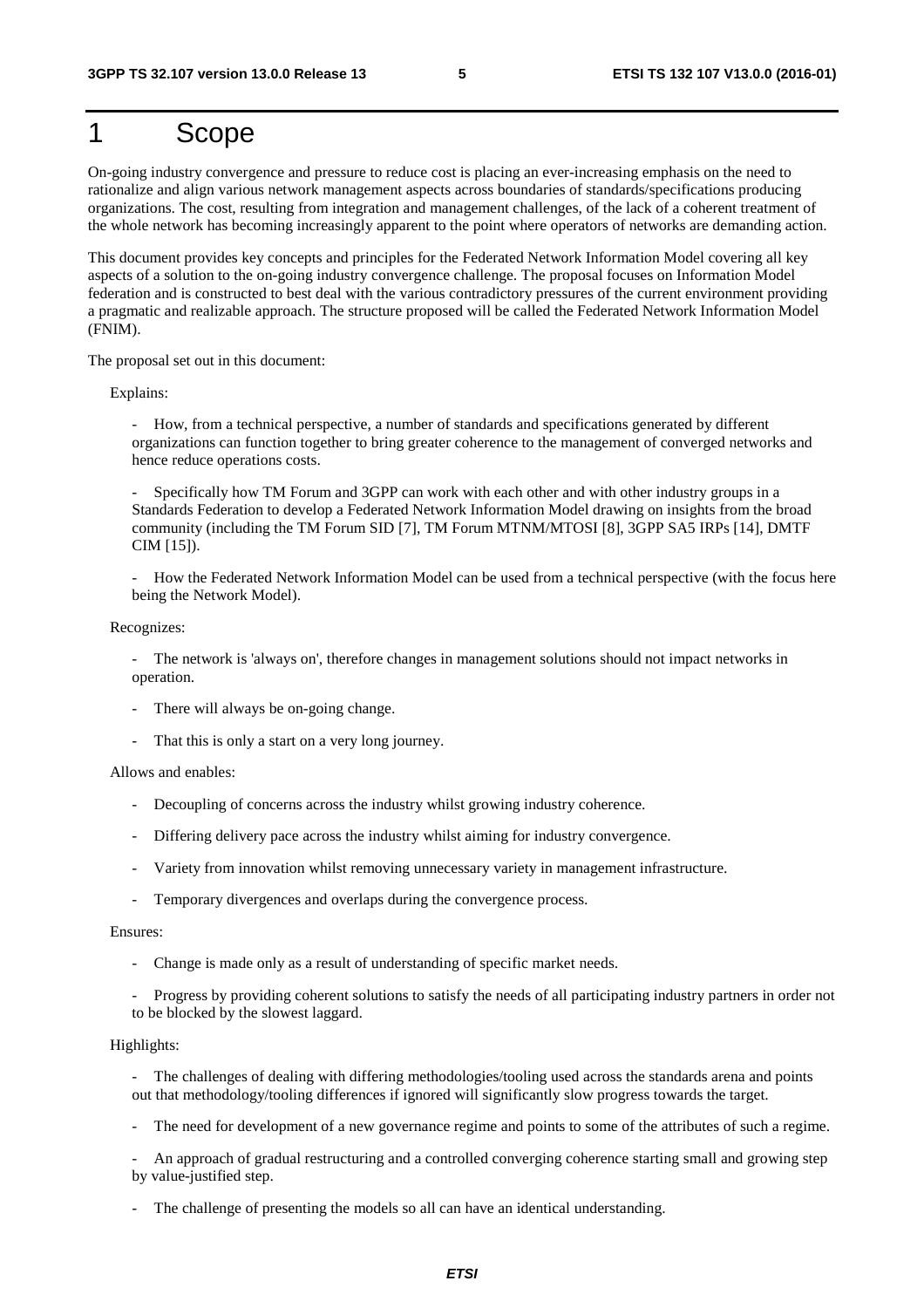# 1 Scope

On-going industry convergence and pressure to reduce cost is placing an ever-increasing emphasis on the need to rationalize and align various network management aspects across boundaries of standards/specifications producing organizations. The cost, resulting from integration and management challenges, of the lack of a coherent treatment of the whole network has becoming increasingly apparent to the point where operators of networks are demanding action.

This document provides key concepts and principles for the Federated Network Information Model covering all key aspects of a solution to the on-going industry convergence challenge. The proposal focuses on Information Model federation and is constructed to best deal with the various contradictory pressures of the current environment providing a pragmatic and realizable approach. The structure proposed will be called the Federated Network Information Model (FNIM).

The proposal set out in this document:

Explains:

- How, from a technical perspective, a number of standards and specifications generated by different organizations can function together to bring greater coherence to the management of converged networks and hence reduce operations costs.
- Specifically how TM Forum and 3GPP can work with each other and with other industry groups in a Standards Federation to develop a Federated Network Information Model drawing on insights from the broad community (including the TM Forum SID [7], TM Forum MTNM/MTOSI [8], 3GPP SA5 IRPs [14], DMTF CIM [15]).
- How the Federated Network Information Model can be used from a technical perspective (with the focus here being the Network Model).

Recognizes:

- The network is 'always on', therefore changes in management solutions should not impact networks in operation.
- There will always be on-going change.
- That this is only a start on a very long journey.

Allows and enables:

- Decoupling of concerns across the industry whilst growing industry coherence.
- Differing delivery pace across the industry whilst aiming for industry convergence.
- Variety from innovation whilst removing unnecessary variety in management infrastructure.
- Temporary divergences and overlaps during the convergence process.

Ensures:

- Change is made only as a result of understanding of specific market needs.
- Progress by providing coherent solutions to satisfy the needs of all participating industry partners in order not to be blocked by the slowest laggard.

Highlights:

- The challenges of dealing with differing methodologies/tooling used across the standards arena and points out that methodology/tooling differences if ignored will significantly slow progress towards the target.
- The need for development of a new governance regime and points to some of the attributes of such a regime.
- An approach of gradual restructuring and a controlled converging coherence starting small and growing step by value-justified step.
- The challenge of presenting the models so all can have an identical understanding.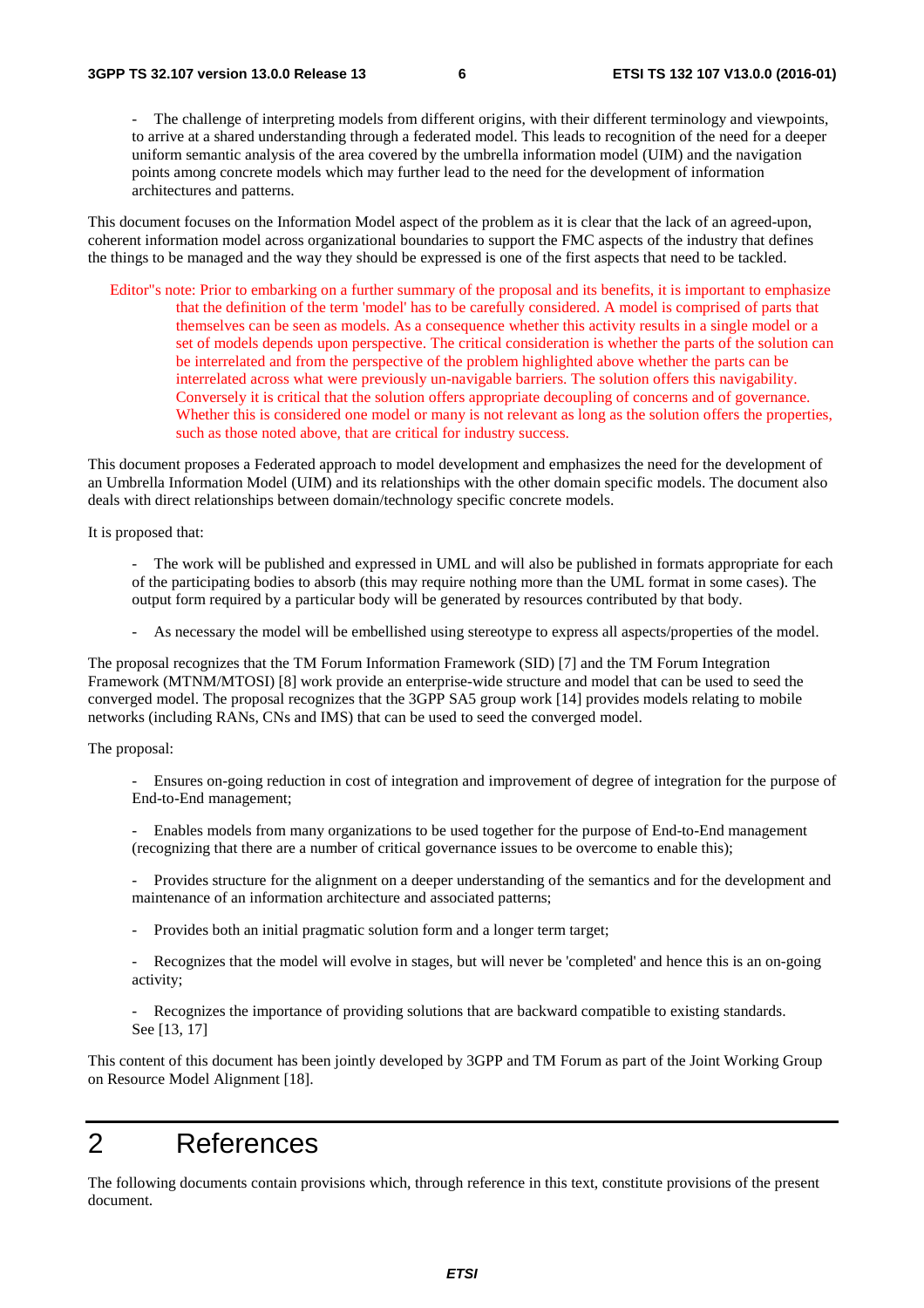- The challenge of interpreting models from different origins, with their different terminology and viewpoints, to arrive at a shared understanding through a federated model. This leads to recognition of the need for a deeper uniform semantic analysis of the area covered by the umbrella information model (UIM) and the navigation points among concrete models which may further lead to the need for the development of information architectures and patterns.

This document focuses on the Information Model aspect of the problem as it is clear that the lack of an agreed-upon, coherent information model across organizational boundaries to support the FMC aspects of the industry that defines the things to be managed and the way they should be expressed is one of the first aspects that need to be tackled.

Editor"s note: Prior to embarking on a further summary of the proposal and its benefits, it is important to emphasize that the definition of the term 'model' has to be carefully considered. A model is comprised of parts that themselves can be seen as models. As a consequence whether this activity results in a single model or a set of models depends upon perspective. The critical consideration is whether the parts of the solution can be interrelated and from the perspective of the problem highlighted above whether the parts can be interrelated across what were previously un-navigable barriers. The solution offers this navigability. Conversely it is critical that the solution offers appropriate decoupling of concerns and of governance. Whether this is considered one model or many is not relevant as long as the solution offers the properties, such as those noted above, that are critical for industry success.

This document proposes a Federated approach to model development and emphasizes the need for the development of an Umbrella Information Model (UIM) and its relationships with the other domain specific models. The document also deals with direct relationships between domain/technology specific concrete models.

It is proposed that:

- The work will be published and expressed in UML and will also be published in formats appropriate for each of the participating bodies to absorb (this may require nothing more than the UML format in some cases). The output form required by a particular body will be generated by resources contributed by that body.

- As necessary the model will be embellished using stereotype to express all aspects/properties of the model.

The proposal recognizes that the TM Forum Information Framework (SID) [7] and the TM Forum Integration Framework (MTNM/MTOSI) [8] work provide an enterprise-wide structure and model that can be used to seed the converged model. The proposal recognizes that the 3GPP SA5 group work [14] provides models relating to mobile networks (including RANs, CNs and IMS) that can be used to seed the converged model.

The proposal:

- Ensures on-going reduction in cost of integration and improvement of degree of integration for the purpose of End-to-End management;

- Enables models from many organizations to be used together for the purpose of End-to-End management (recognizing that there are a number of critical governance issues to be overcome to enable this);

- Provides structure for the alignment on a deeper understanding of the semantics and for the development and maintenance of an information architecture and associated patterns;

- Provides both an initial pragmatic solution form and a longer term target;

- Recognizes that the model will evolve in stages, but will never be 'completed' and hence this is an on-going activity;

- Recognizes the importance of providing solutions that are backward compatible to existing standards. See [13, 17]

This content of this document has been jointly developed by 3GPP and TM Forum as part of the Joint Working Group on Resource Model Alignment [18].

# 2 References

The following documents contain provisions which, through reference in this text, constitute provisions of the present document.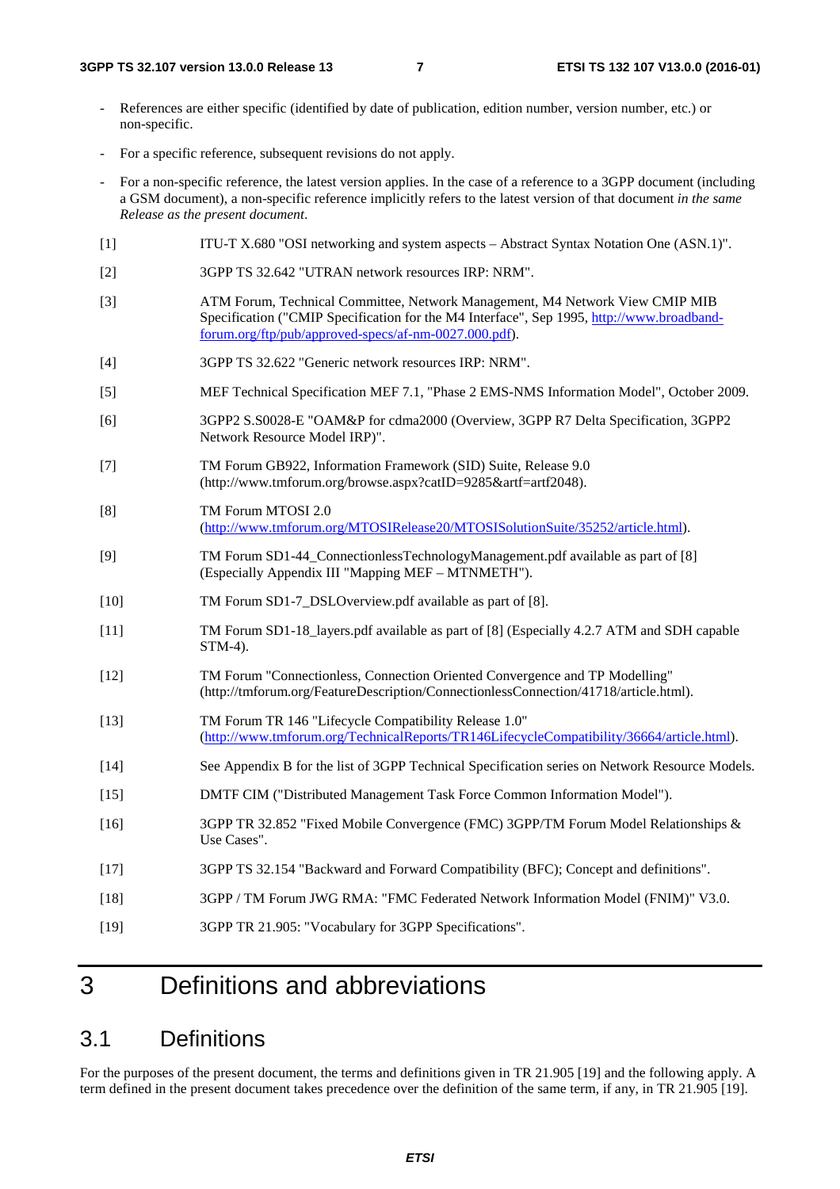- References are either specific (identified by date of publication, edition number, version number, etc.) or non-specific.
- For a specific reference, subsequent revisions do not apply.
- For a non-specific reference, the latest version applies. In the case of a reference to a 3GPP document (including a GSM document), a non-specific reference implicitly refers to the latest version of that document *in the same Release as the present document*.

[1] ITU-T X.680 "OSI networking and system aspects – Abstract Syntax Notation One (ASN.1)".

[2] 3GPP TS 32.642 "UTRAN network resources IRP: NRM".

[3] ATM Forum, Technical Committee, Network Management, M4 Network View CMIP MIB Specification ("CMIP Specification for the M4 Interface", Sep 1995, http://www.broadband-forum.org/ftp/pub/approved-specs/af-nm-0027.000.pdf).

[4] 3GPP TS 32.622 "Generic network resources IRP: NRM".

[5] MEF Technical Specification MEF 7.1, "Phase 2 EMS-NMS Information Model", October 2009.

[6] 3GPP2 S.S0028-E "OAM&P for cdma2000 (Overview, 3GPP R7 Delta Specification, 3GPP2 Network Resource Model IRP)".

[7] TM Forum GB922, Information Framework (SID) Suite, Release 9.0 (http://www.tmforum.org/browse.aspx?catID=9285&artf=artf2048).

[8] TM Forum MTOSI 2.0 (http://www.tmforum.org/MTOSIRelease20/MTOSISolutionSuite/35252/article.html).

[9] TM Forum SD1-44_ConnectionlessTechnologyManagement.pdf available as part of [8] (Especially Appendix III "Mapping MEF – MTNMETH").

[10] TM Forum SD1-7_DSLOverview.pdf available as part of [8].

[11] TM Forum SD1-18_layers.pdf available as part of [8] (Especially 4.2.7 ATM and SDH capable STM-4).

[12] TM Forum "Connectionless, Connection Oriented Convergence and TP Modelling" (http://tmforum.org/FeatureDescription/ConnectionlessConnection/41718/article.html).

[13] TM Forum TR 146 "Lifecycle Compatibility Release 1.0" (http://www.tmforum.org/TechnicalReports/TR146LifecycleCompatibility/36664/article.html).

[14] See Appendix B for the list of 3GPP Technical Specification series on Network Resource Models.

[15] DMTF CIM ("Distributed Management Task Force Common Information Model").

[16] 3GPP TR 32.852 "Fixed Mobile Convergence (FMC) 3GPP/TM Forum Model Relationships & Use Cases".

[17] 3GPP TS 32.154 "Backward and Forward Compatibility (BFC); Concept and definitions".

[18] 3GPP / TM Forum JWG RMA: "FMC Federated Network Information Model (FNIM)" V3.0.

[19] 3GPP TR 21.905: "Vocabulary for 3GPP Specifications".

# 3 Definitions and abbreviations

## 3.1 Definitions

For the purposes of the present document, the terms and definitions given in TR 21.905 [19] and the following apply. A term defined in the present document takes precedence over the definition of the same term, if any, in TR 21.905 [19].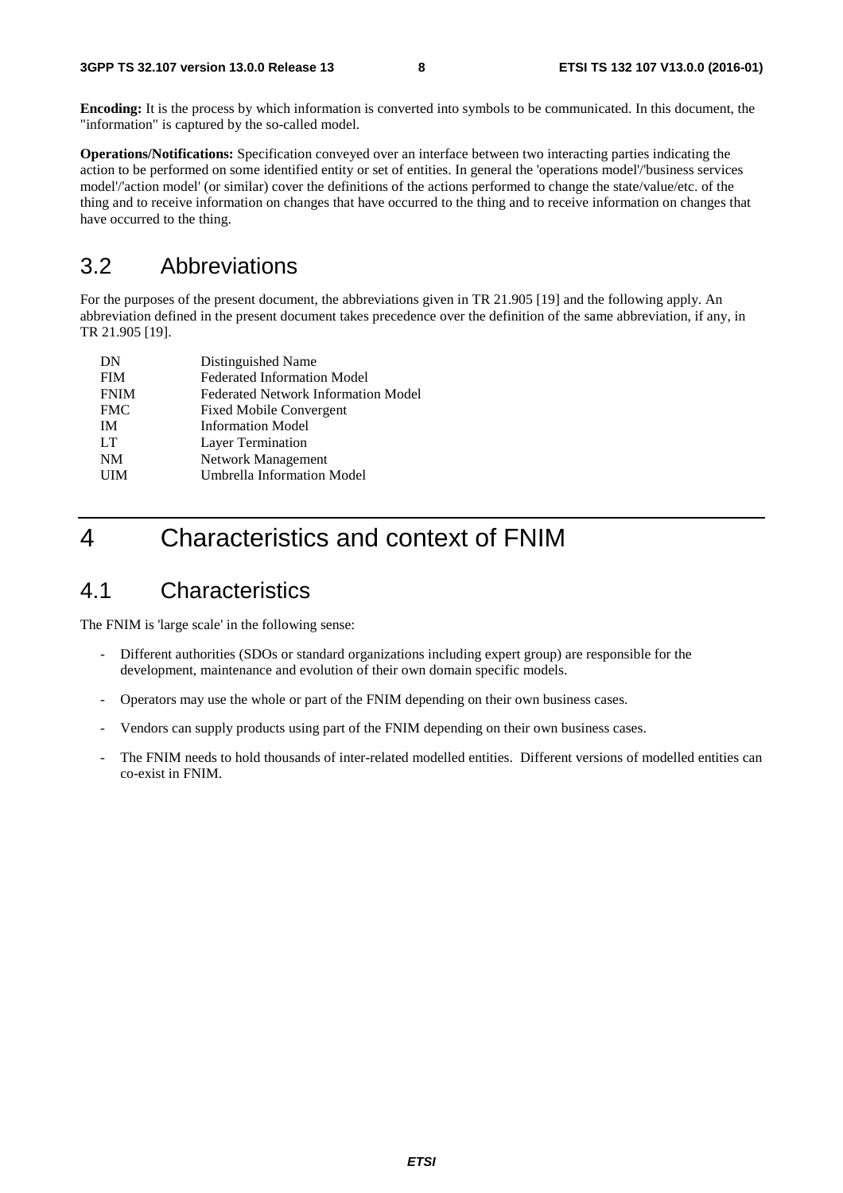**Encoding:** It is the process by which information is converted into symbols to be communicated. In this document, the "information" is captured by the so-called model.

**Operations/Notifications:** Specification conveyed over an interface between two interacting parties indicating the action to be performed on some identified entity or set of entities. In general the 'operations model'/'business services model'/'action model' (or similar) cover the definitions of the actions performed to change the state/value/etc. of the thing and to receive information on changes that have occurred to the thing and to receive information on changes that have occurred to the thing.

## 3.2 Abbreviations

For the purposes of the present document, the abbreviations given in TR 21.905 [19] and the following apply. An abbreviation defined in the present document takes precedence over the definition of the same abbreviation, if any, in TR 21.905 [19].

| | |
|---|---|
| DN | Distinguished Name |
| FIM | Federated Information Model |
| FNIM | Federated Network Information Model |
| FMC | Fixed Mobile Convergent |
| IM | Information Model |
| LT | Layer Termination |
| NM | Network Management |
| UIM | Umbrella Information Model |

# 4 Characteristics and context of FNIM

## 4.1 Characteristics

The FNIM is 'large scale' in the following sense:

- Different authorities (SDOs or standard organizations including expert group) are responsible for the development, maintenance and evolution of their own domain specific models.
- Operators may use the whole or part of the FNIM depending on their own business cases.
- Vendors can supply products using part of the FNIM depending on their own business cases.
- The FNIM needs to hold thousands of inter-related modelled entities. Different versions of modelled entities can co-exist in FNIM.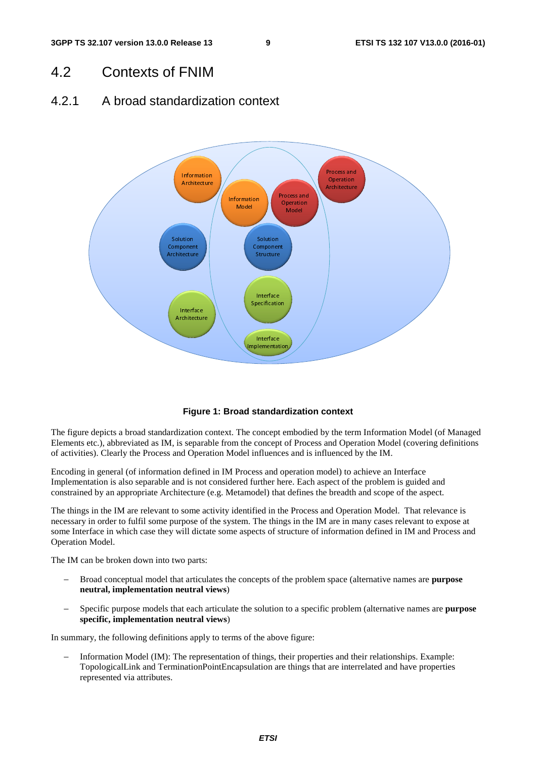## 4.2 Contexts of FNIM

### 4.2.1 A broad standardization context

**Figure 1: Broad standardization context**

The figure depicts a broad standardization context. The concept embodied by the term Information Model (of Managed Elements etc.), abbreviated as IM, is separable from the concept of Process and Operation Model (covering definitions of activities). Clearly the Process and Operation Model influences and is influenced by the IM.

Encoding in general (of information defined in IM Process and operation model) to achieve an Interface Implementation is also separable and is not considered further here. Each aspect of the problem is guided and constrained by an appropriate Architecture (e.g. Metamodel) that defines the breadth and scope of the aspect.

The things in the IM are relevant to some activity identified in the Process and Operation Model. That relevance is necessary in order to fulfil some purpose of the system. The things in the IM are in many cases relevant to expose at some Interface in which case they will dictate some aspects of structure of information defined in IM and Process and Operation Model.

The IM can be broken down into two parts:

- Broad conceptual model that articulates the concepts of the problem space (alternative names are **purpose neutral, implementation neutral views**)
- Specific purpose models that each articulate the solution to a specific problem (alternative names are **purpose specific, implementation neutral views**)

In summary, the following definitions apply to terms of the above figure:

- Information Model (IM): The representation of things, their properties and their relationships. Example: TopologicalLink and TerminationPointEncapsulation are things that are interrelated and have properties represented via attributes.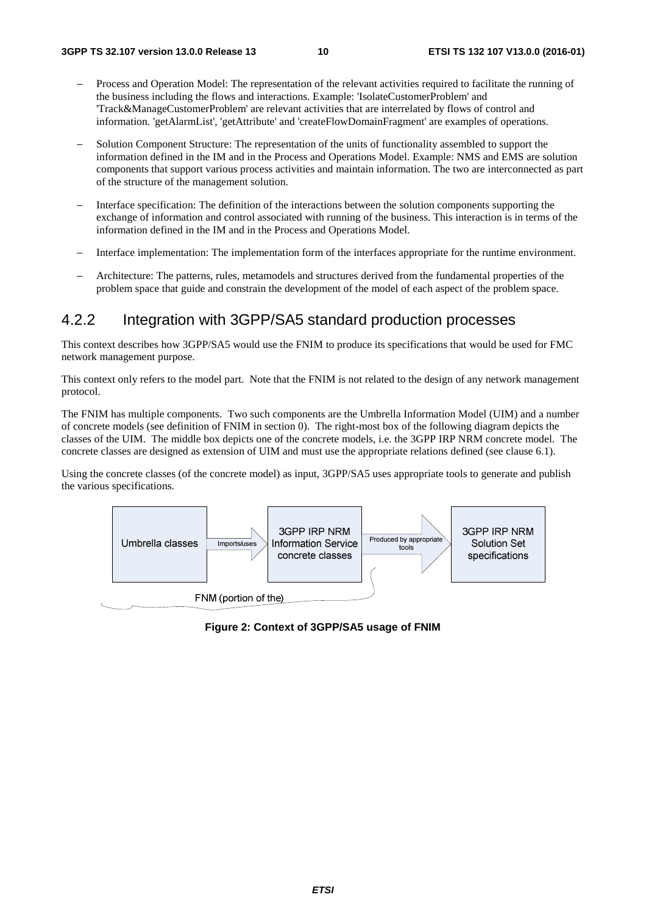- Process and Operation Model: The representation of the relevant activities required to facilitate the running of the business including the flows and interactions. Example: 'IsolateCustomerProblem' and 'Track&ManageCustomerProblem' are relevant activities that are interrelated by flows of control and information. 'getAlarmList', 'getAttribute' and 'createFlowDomainFragment' are examples of operations.
- Solution Component Structure: The representation of the units of functionality assembled to support the information defined in the IM and in the Process and Operations Model. Example: NMS and EMS are solution components that support various process activities and maintain information. The two are interconnected as part of the structure of the management solution.
- Interface specification: The definition of the interactions between the solution components supporting the exchange of information and control associated with running of the business. This interaction is in terms of the information defined in the IM and in the Process and Operations Model.
- Interface implementation: The implementation form of the interfaces appropriate for the runtime environment.
- Architecture: The patterns, rules, metamodels and structures derived from the fundamental properties of the problem space that guide and constrain the development of the model of each aspect of the problem space.

### 4.2.2 Integration with 3GPP/SA5 standard production processes

This context describes how 3GPP/SA5 would use the FNIM to produce its specifications that would be used for FMC network management purpose.

This context only refers to the model part. Note that the FNIM is not related to the design of any network management protocol.

The FNIM has multiple components. Two such components are the Umbrella Information Model (UIM) and a number of concrete models (see definition of FNIM in section 0). The right-most box of the following diagram depicts the classes of the UIM. The middle box depicts one of the concrete models, i.e. the 3GPP IRP NRM concrete model. The concrete classes are designed as extension of UIM and must use the appropriate relations defined (see clause 6.1).

Using the concrete classes (of the concrete model) as input, 3GPP/SA5 uses appropriate tools to generate and publish the various specifications.

Umbrella classes → Imports/uses → 3GPP IRP NRM Information Service concrete classes → Produced by appropriate tools → 3GPP IRP NRM Solution Set specifications

FNM (portion of the)

**Figure 2: Context of 3GPP/SA5 usage of FNIM**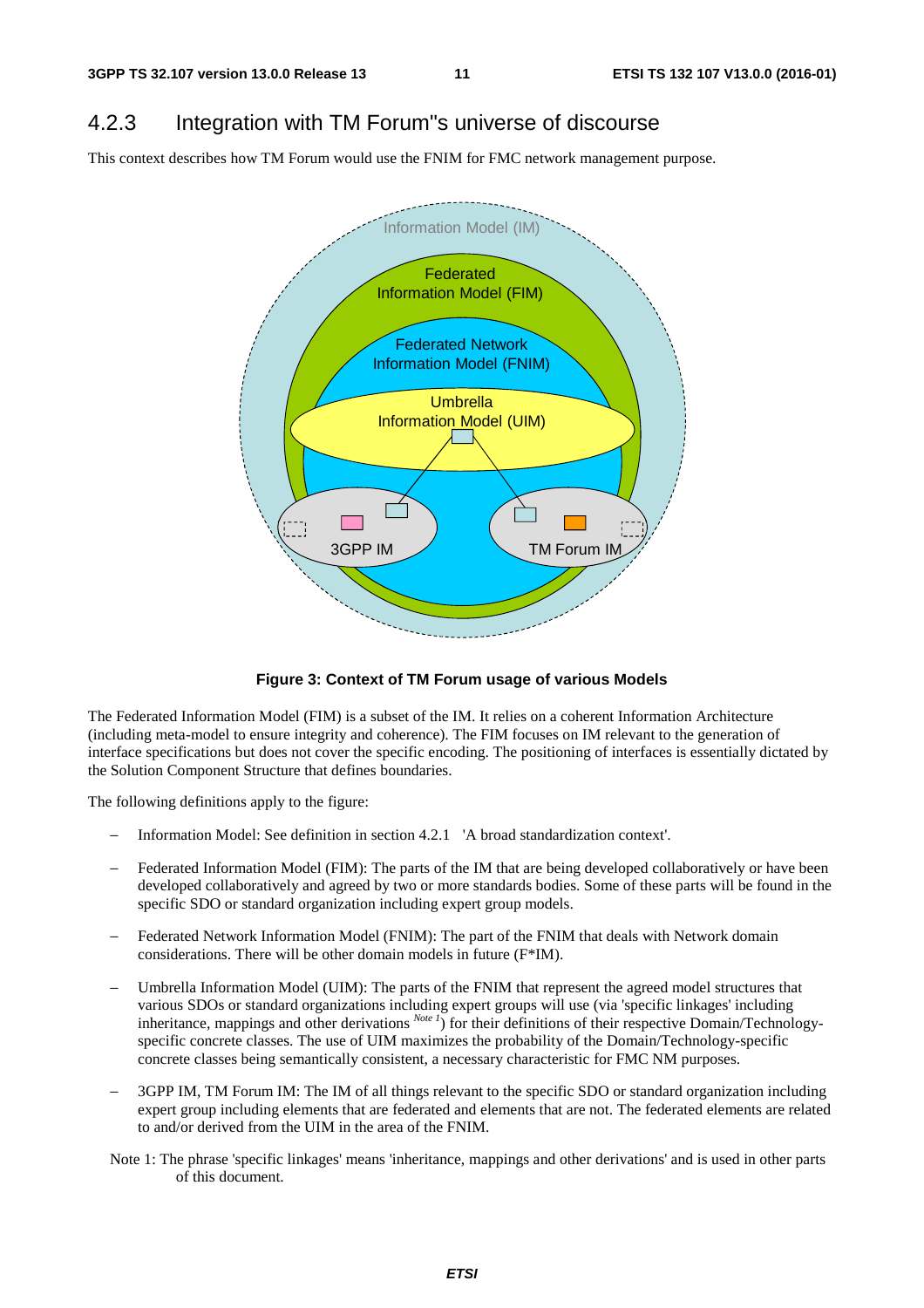### 4.2.3 Integration with TM Forum"s universe of discourse

This context describes how TM Forum would use the FNIM for FMC network management purpose.

**Figure 3: Context of TM Forum usage of various Models**

The Federated Information Model (FIM) is a subset of the IM. It relies on a coherent Information Architecture (including meta-model to ensure integrity and coherence). The FIM focuses on IM relevant to the generation of interface specifications but does not cover the specific encoding. The positioning of interfaces is essentially dictated by the Solution Component Structure that defines boundaries.

The following definitions apply to the figure:

- Information Model: See definition in section 4.2.1 'A broad standardization context'.
- Federated Information Model (FIM): The parts of the IM that are being developed collaboratively or have been developed collaboratively and agreed by two or more standards bodies. Some of these parts will be found in the specific SDO or standard organization including expert group models.
- Federated Network Information Model (FNIM): The part of the FNIM that deals with Network domain considerations. There will be other domain models in future (F*IM).
- Umbrella Information Model (UIM): The parts of the FNIM that represent the agreed model structures that various SDOs or standard organizations including expert groups will use (via 'specific linkages' including inheritance, mappings and other derivations [Note 1]) for their definitions of their respective Domain/Technology-specific concrete classes. The use of UIM maximizes the probability of the Domain/Technology-specific concrete classes being semantically consistent, a necessary characteristic for FMC NM purposes.
- 3GPP IM, TM Forum IM: The IM of all things relevant to the specific SDO or standard organization including expert group including elements that are federated and elements that are not. The federated elements are related to and/or derived from the UIM in the area of the FNIM.

Note 1: The phrase 'specific linkages' means 'inheritance, mappings and other derivations' and is used in other parts of this document.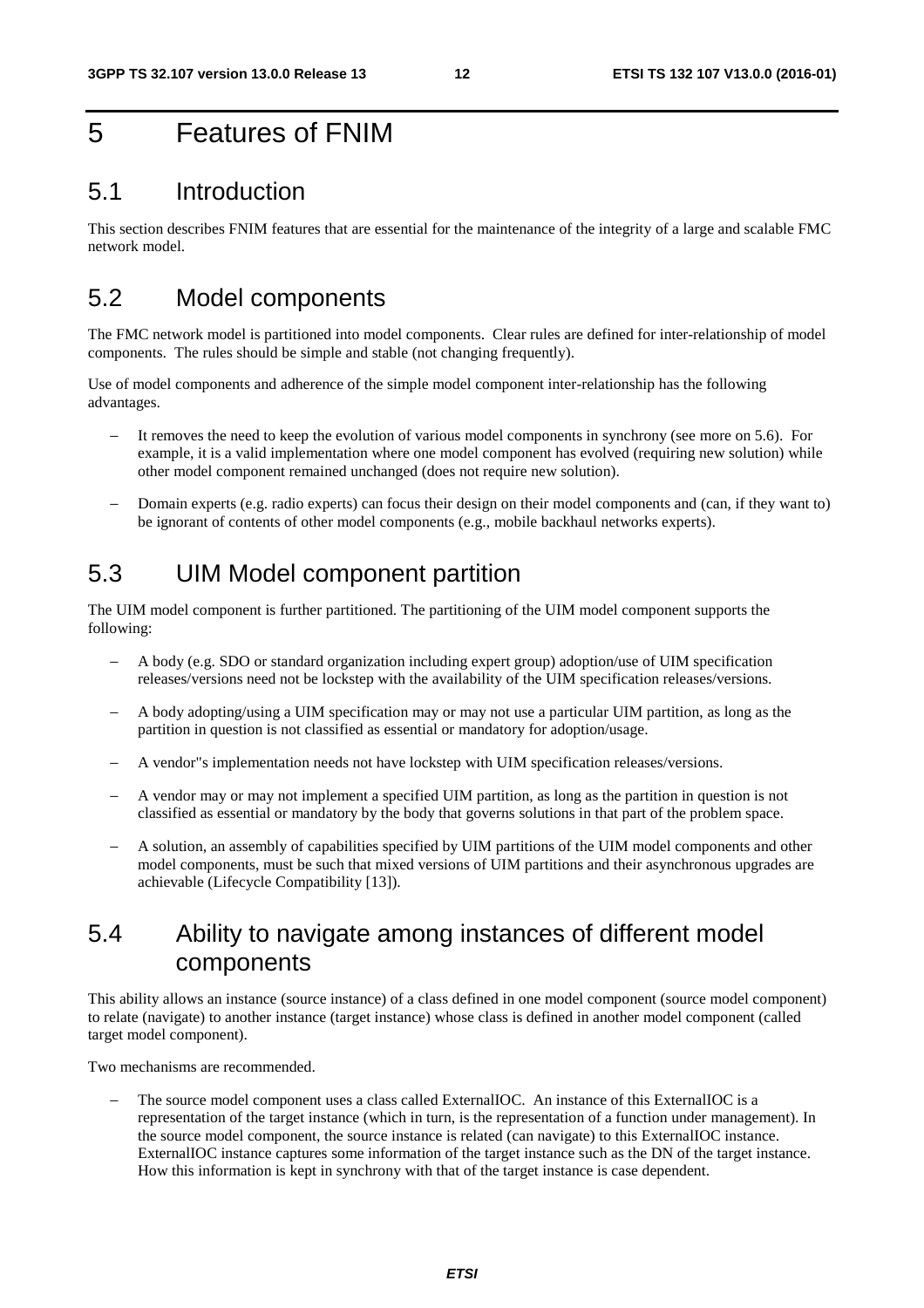# 5 Features of FNIM

## 5.1 Introduction

This section describes FNIM features that are essential for the maintenance of the integrity of a large and scalable FMC network model.

## 5.2 Model components

The FMC network model is partitioned into model components. Clear rules are defined for inter-relationship of model components. The rules should be simple and stable (not changing frequently).

Use of model components and adherence of the simple model component inter-relationship has the following advantages.

- It removes the need to keep the evolution of various model components in synchrony (see more on 5.6). For example, it is a valid implementation where one model component has evolved (requiring new solution) while other model component remained unchanged (does not require new solution).
- Domain experts (e.g. radio experts) can focus their design on their model components and (can, if they want to) be ignorant of contents of other model components (e.g., mobile backhaul networks experts).

## 5.3 UIM Model component partition

The UIM model component is further partitioned. The partitioning of the UIM model component supports the following:

- A body (e.g. SDO or standard organization including expert group) adoption/use of UIM specification releases/versions need not be lockstep with the availability of the UIM specification releases/versions.
- A body adopting/using a UIM specification may or may not use a particular UIM partition, as long as the partition in question is not classified as essential or mandatory for adoption/usage.
- A vendor"s implementation needs not have lockstep with UIM specification releases/versions.
- A vendor may or may not implement a specified UIM partition, as long as the partition in question is not classified as essential or mandatory by the body that governs solutions in that part of the problem space.
- A solution, an assembly of capabilities specified by UIM partitions of the UIM model components and other model components, must be such that mixed versions of UIM partitions and their asynchronous upgrades are achievable (Lifecycle Compatibility [13]).

## 5.4 Ability to navigate among instances of different model components

This ability allows an instance (source instance) of a class defined in one model component (source model component) to relate (navigate) to another instance (target instance) whose class is defined in another model component (called target model component).

Two mechanisms are recommended.

- The source model component uses a class called ExternalIOC. An instance of this ExternalIOC is a representation of the target instance (which in turn, is the representation of a function under management). In the source model component, the source instance is related (can navigate) to this ExternalIOC instance. ExternalIOC instance captures some information of the target instance such as the DN of the target instance. How this information is kept in synchrony with that of the target instance is case dependent.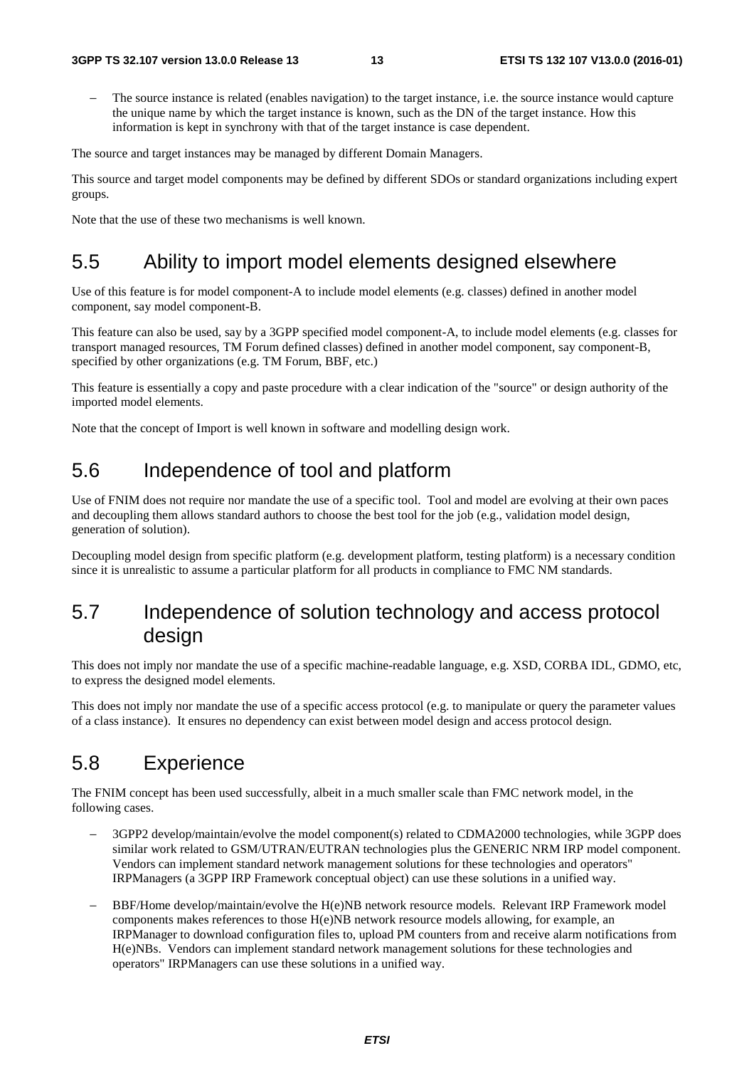- The source instance is related (enables navigation) to the target instance, i.e. the source instance would capture the unique name by which the target instance is known, such as the DN of the target instance. How this information is kept in synchrony with that of the target instance is case dependent.

The source and target instances may be managed by different Domain Managers.

This source and target model components may be defined by different SDOs or standard organizations including expert groups.

Note that the use of these two mechanisms is well known.

## 5.5 Ability to import model elements designed elsewhere

Use of this feature is for model component-A to include model elements (e.g. classes) defined in another model component, say model component-B.

This feature can also be used, say by a 3GPP specified model component-A, to include model elements (e.g. classes for transport managed resources, TM Forum defined classes) defined in another model component, say component-B, specified by other organizations (e.g. TM Forum, BBF, etc.)

This feature is essentially a copy and paste procedure with a clear indication of the "source" or design authority of the imported model elements.

Note that the concept of Import is well known in software and modelling design work.

## 5.6 Independence of tool and platform

Use of FNIM does not require nor mandate the use of a specific tool. Tool and model are evolving at their own paces and decoupling them allows standard authors to choose the best tool for the job (e.g., validation model design, generation of solution).

Decoupling model design from specific platform (e.g. development platform, testing platform) is a necessary condition since it is unrealistic to assume a particular platform for all products in compliance to FMC NM standards.

## 5.7 Independence of solution technology and access protocol design

This does not imply nor mandate the use of a specific machine-readable language, e.g. XSD, CORBA IDL, GDMO, etc, to express the designed model elements.

This does not imply nor mandate the use of a specific access protocol (e.g. to manipulate or query the parameter values of a class instance). It ensures no dependency can exist between model design and access protocol design.

## 5.8 Experience

The FNIM concept has been used successfully, albeit in a much smaller scale than FMC network model, in the following cases.

- 3GPP2 develop/maintain/evolve the model component(s) related to CDMA2000 technologies, while 3GPP does similar work related to GSM/UTRAN/EUTRAN technologies plus the GENERIC NRM IRP model component. Vendors can implement standard network management solutions for these technologies and operators" IRPManagers (a 3GPP IRP Framework conceptual object) can use these solutions in a unified way.
- BBF/Home develop/maintain/evolve the H(e)NB network resource models. Relevant IRP Framework model components makes references to those H(e)NB network resource models allowing, for example, an IRPManager to download configuration files to, upload PM counters from and receive alarm notifications from H(e)NBs. Vendors can implement standard network management solutions for these technologies and operators" IRPManagers can use these solutions in a unified way.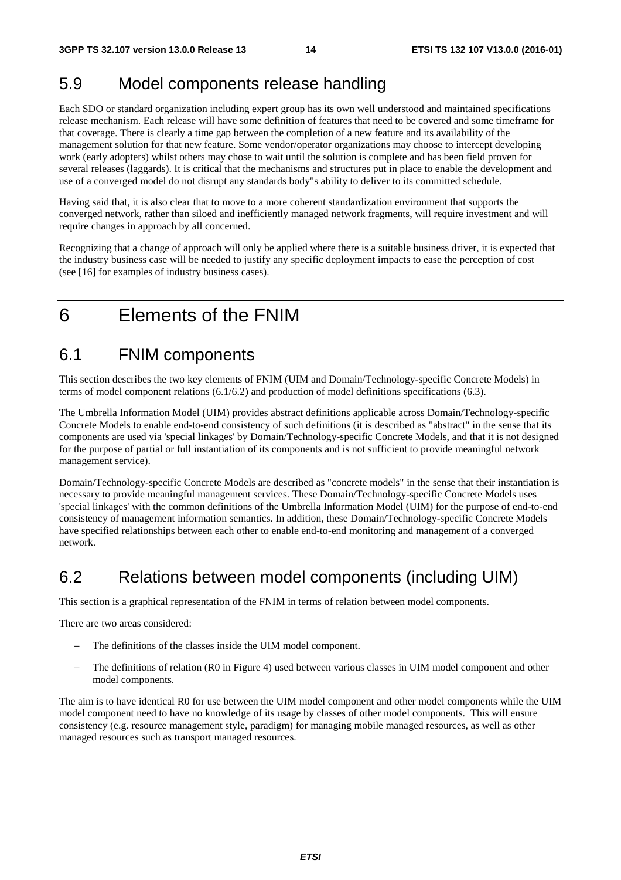## 5.9 Model components release handling

Each SDO or standard organization including expert group has its own well understood and maintained specifications release mechanism. Each release will have some definition of features that need to be covered and some timeframe for that coverage. There is clearly a time gap between the completion of a new feature and its availability of the management solution for that new feature. Some vendor/operator organizations may choose to intercept developing work (early adopters) whilst others may chose to wait until the solution is complete and has been field proven for several releases (laggards). It is critical that the mechanisms and structures put in place to enable the development and use of a converged model do not disrupt any standards body"s ability to deliver to its committed schedule.

Having said that, it is also clear that to move to a more coherent standardization environment that supports the converged network, rather than siloed and inefficiently managed network fragments, will require investment and will require changes in approach by all concerned.

Recognizing that a change of approach will only be applied where there is a suitable business driver, it is expected that the industry business case will be needed to justify any specific deployment impacts to ease the perception of cost (see [16] for examples of industry business cases).

# 6 Elements of the FNIM

## 6.1 FNIM components

This section describes the two key elements of FNIM (UIM and Domain/Technology-specific Concrete Models) in terms of model component relations (6.1/6.2) and production of model definitions specifications (6.3).

The Umbrella Information Model (UIM) provides abstract definitions applicable across Domain/Technology-specific Concrete Models to enable end-to-end consistency of such definitions (it is described as "abstract" in the sense that its components are used via 'special linkages' by Domain/Technology-specific Concrete Models, and that it is not designed for the purpose of partial or full instantiation of its components and is not sufficient to provide meaningful network management service).

Domain/Technology-specific Concrete Models are described as "concrete models" in the sense that their instantiation is necessary to provide meaningful management services. These Domain/Technology-specific Concrete Models uses 'special linkages' with the common definitions of the Umbrella Information Model (UIM) for the purpose of end-to-end consistency of management information semantics. In addition, these Domain/Technology-specific Concrete Models have specified relationships between each other to enable end-to-end monitoring and management of a converged network.

## 6.2 Relations between model components (including UIM)

This section is a graphical representation of the FNIM in terms of relation between model components.

There are two areas considered:

- The definitions of the classes inside the UIM model component.
- The definitions of relation (R0 in Figure 4) used between various classes in UIM model component and other model components.

The aim is to have identical R0 for use between the UIM model component and other model components while the UIM model component need to have no knowledge of its usage by classes of other model components. This will ensure consistency (e.g. resource management style, paradigm) for managing mobile managed resources, as well as other managed resources such as transport managed resources.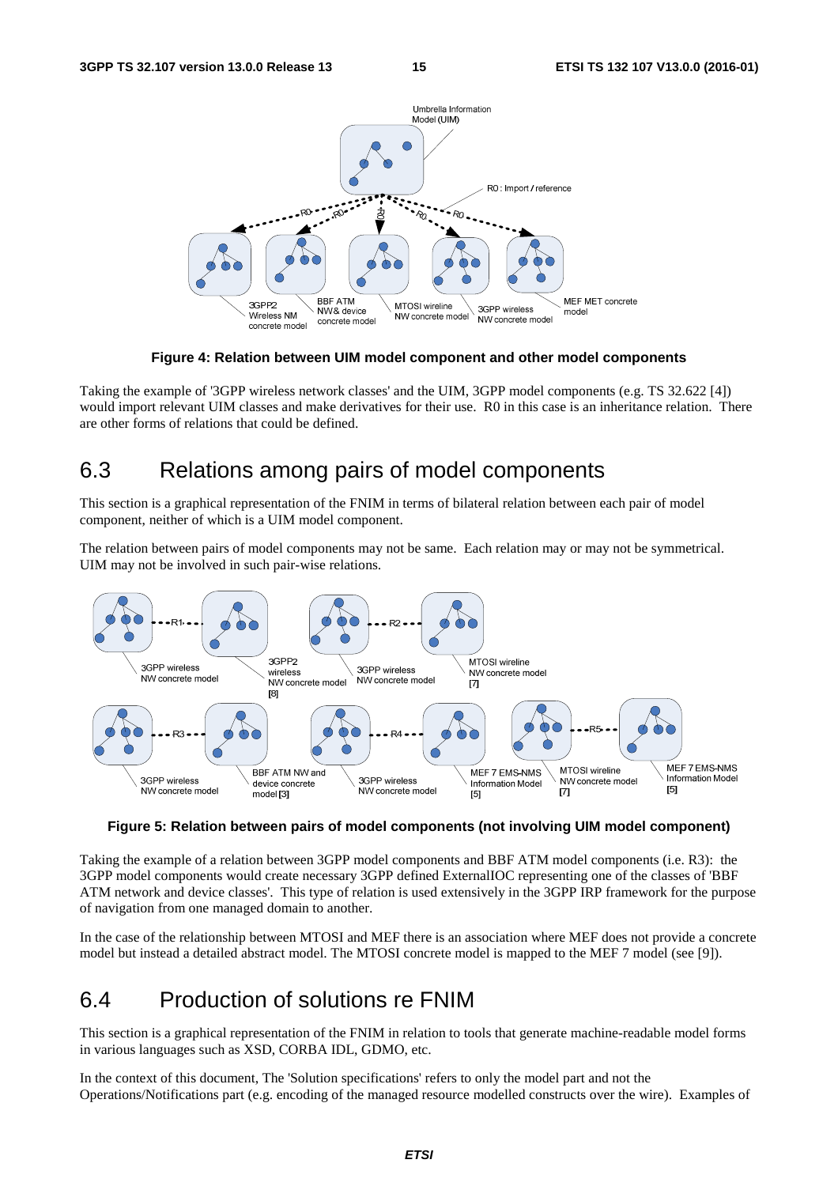**Figure 4: Relation between UIM model component and other model components**

Taking the example of '3GPP wireless network classes' and the UIM, 3GPP model components (e.g. TS 32.622 [4]) would import relevant UIM classes and make derivatives for their use. R0 in this case is an inheritance relation. There are other forms of relations that could be defined.

## 6.3 Relations among pairs of model components

This section is a graphical representation of the FNIM in terms of bilateral relation between each pair of model component, neither of which is a UIM model component.

The relation between pairs of model components may not be same. Each relation may or may not be symmetrical. UIM may not be involved in such pair-wise relations.

**Figure 5: Relation between pairs of model components (not involving UIM model component)**

Taking the example of a relation between 3GPP model components and BBF ATM model components (i.e. R3): the 3GPP model components would create necessary 3GPP defined ExternalIOC representing one of the classes of 'BBF ATM network and device classes'. This type of relation is used extensively in the 3GPP IRP framework for the purpose of navigation from one managed domain to another.

In the case of the relationship between MTOSI and MEF there is an association where MEF does not provide a concrete model but instead a detailed abstract model. The MTOSI concrete model is mapped to the MEF 7 model (see [9]).

## 6.4 Production of solutions re FNIM

This section is a graphical representation of the FNIM in relation to tools that generate machine-readable model forms in various languages such as XSD, CORBA IDL, GDMO, etc.

In the context of this document, The 'Solution specifications' refers to only the model part and not the Operations/Notifications part (e.g. encoding of the managed resource modelled constructs over the wire). Examples of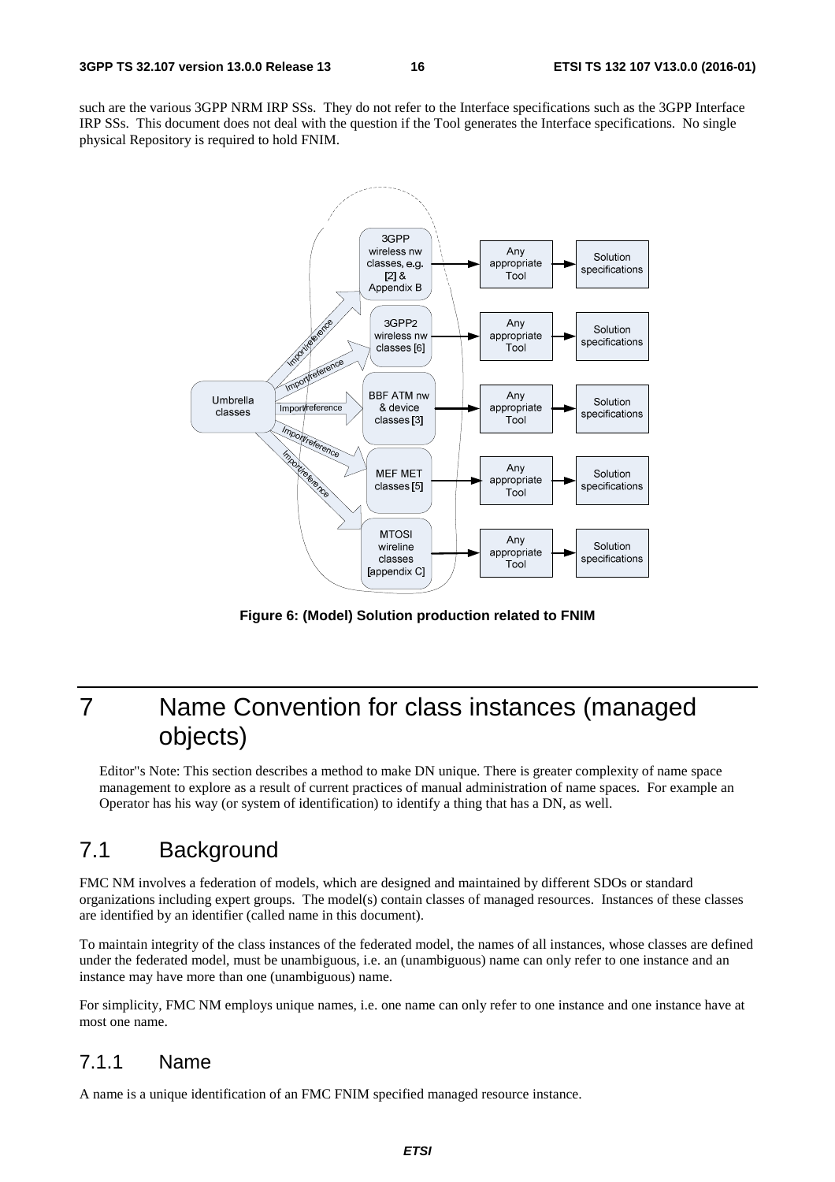such are the various 3GPP NRM IRP SSs. They do not refer to the Interface specifications such as the 3GPP Interface IRP SSs. This document does not deal with the question if the Tool generates the Interface specifications. No single physical Repository is required to hold FNIM.

**Figure 6: (Model) Solution production related to FNIM**

# 7 Name Convention for class instances (managed objects)

Editor"s Note: This section describes a method to make DN unique. There is greater complexity of name space management to explore as a result of current practices of manual administration of name spaces. For example an Operator has his way (or system of identification) to identify a thing that has a DN, as well.

## 7.1 Background

FMC NM involves a federation of models, which are designed and maintained by different SDOs or standard organizations including expert groups. The model(s) contain classes of managed resources. Instances of these classes are identified by an identifier (called name in this document).

To maintain integrity of the class instances of the federated model, the names of all instances, whose classes are defined under the federated model, must be unambiguous, i.e. an (unambiguous) name can only refer to one instance and an instance may have more than one (unambiguous) name.

For simplicity, FMC NM employs unique names, i.e. one name can only refer to one instance and one instance have at most one name.

### 7.1.1 Name

A name is a unique identification of an FMC FNIM specified managed resource instance.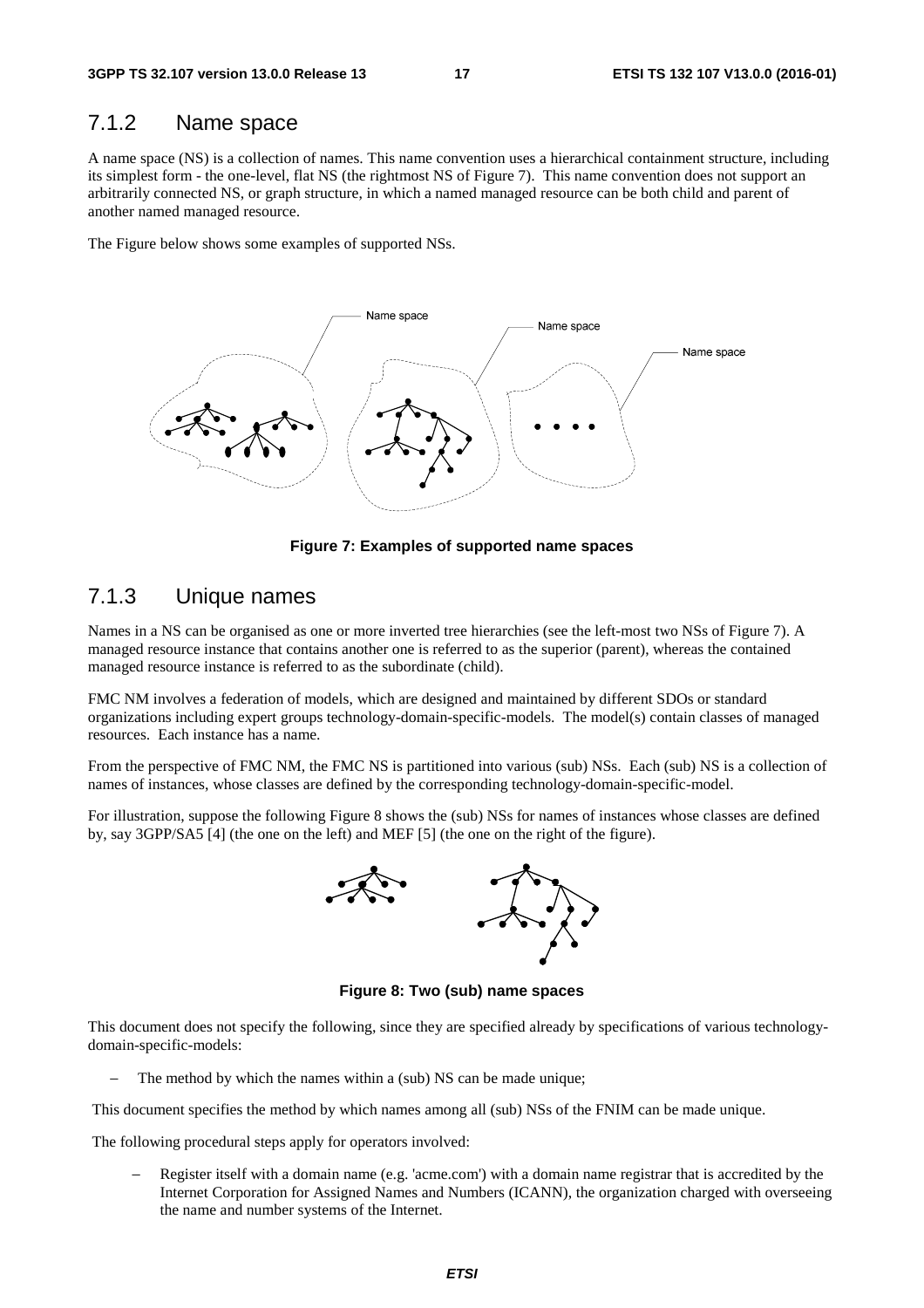### 7.1.2 Name space

A name space (NS) is a collection of names. This name convention uses a hierarchical containment structure, including its simplest form - the one-level, flat NS (the rightmost NS of Figure 7). This name convention does not support an arbitrarily connected NS, or graph structure, in which a named managed resource can be both child and parent of another named managed resource.

The Figure below shows some examples of supported NSs.

**Figure 7: Examples of supported name spaces**

### 7.1.3 Unique names

Names in a NS can be organised as one or more inverted tree hierarchies (see the left-most two NSs of Figure 7). A managed resource instance that contains another one is referred to as the superior (parent), whereas the contained managed resource instance is referred to as the subordinate (child).

FMC NM involves a federation of models, which are designed and maintained by different SDOs or standard organizations including expert groups technology-domain-specific-models. The model(s) contain classes of managed resources. Each instance has a name.

From the perspective of FMC NM, the FMC NS is partitioned into various (sub) NSs. Each (sub) NS is a collection of names of instances, whose classes are defined by the corresponding technology-domain-specific-model.

For illustration, suppose the following Figure 8 shows the (sub) NSs for names of instances whose classes are defined by, say 3GPP/SA5 [4] (the one on the left) and MEF [5] (the one on the right of the figure).

**Figure 8: Two (sub) name spaces**

This document does not specify the following, since they are specified already by specifications of various technology-domain-specific-models:

- The method by which the names within a (sub) NS can be made unique;

This document specifies the method by which names among all (sub) NSs of the FNIM can be made unique.

The following procedural steps apply for operators involved:

- Register itself with a domain name (e.g. 'acme.com') with a domain name registrar that is accredited by the Internet Corporation for Assigned Names and Numbers (ICANN), the organization charged with overseeing the name and number systems of the Internet.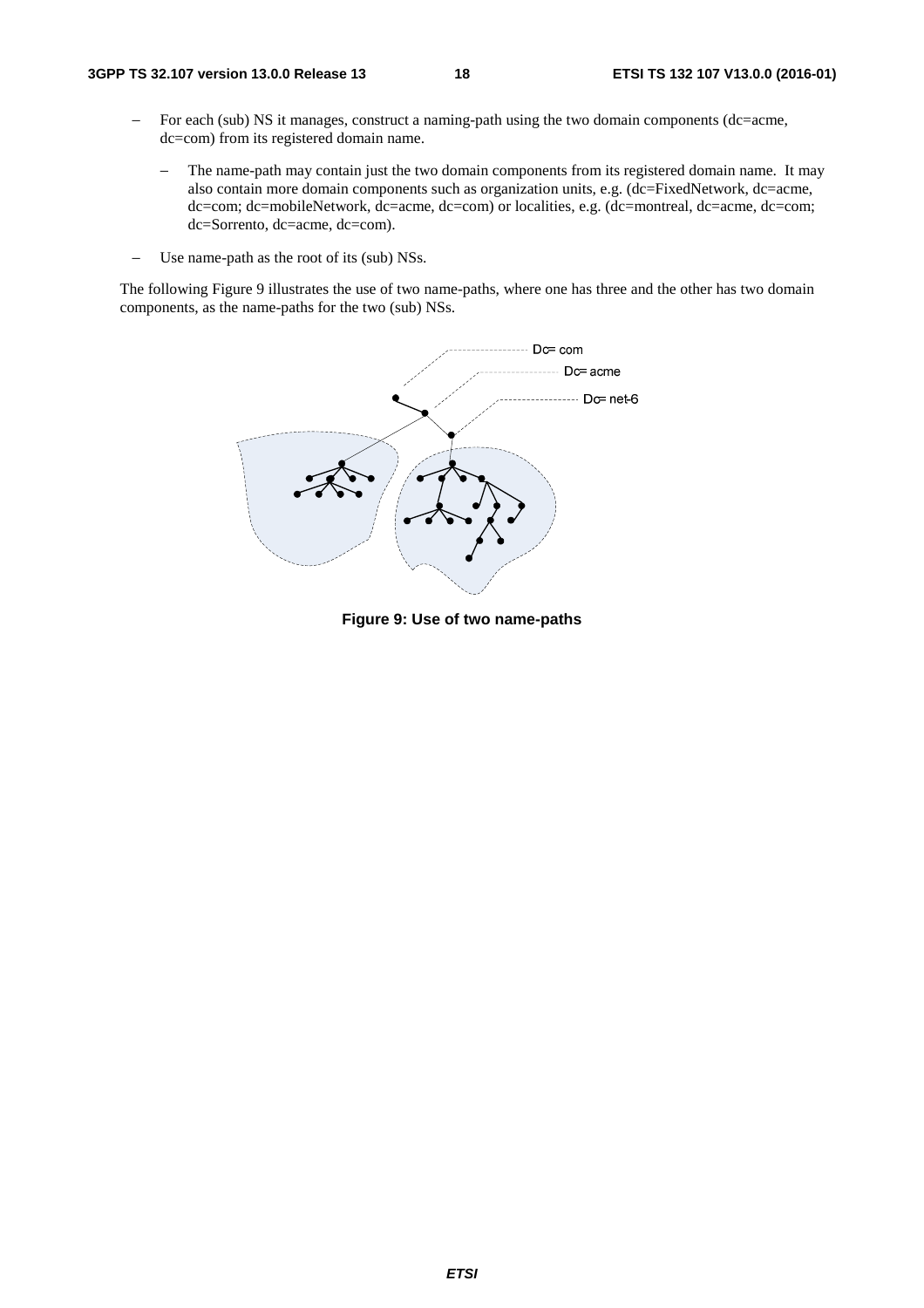- For each (sub) NS it manages, construct a naming-path using the two domain components (dc=acme, dc=com) from its registered domain name.
  - The name-path may contain just the two domain components from its registered domain name. It may also contain more domain components such as organization units, e.g. (dc=FixedNetwork, dc=acme, dc=com; dc=mobileNetwork, dc=acme, dc=com) or localities, e.g. (dc=montreal, dc=acme, dc=com; dc=Sorrento, dc=acme, dc=com).
- Use name-path as the root of its (sub) NSs.

The following Figure 9 illustrates the use of two name-paths, where one has three and the other has two domain components, as the name-paths for the two (sub) NSs.

**Figure 9: Use of two name-paths**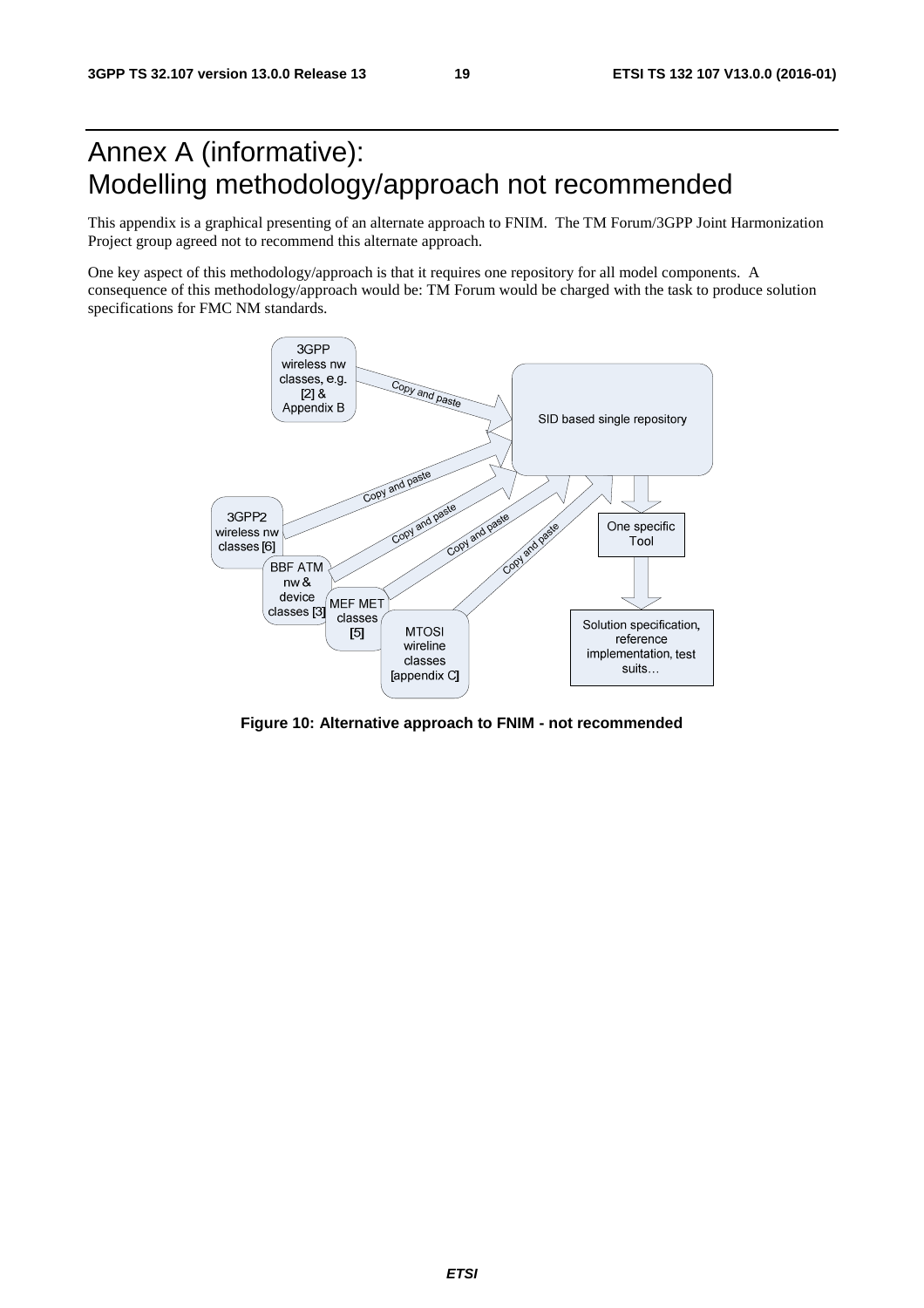# Annex A (informative): Modelling methodology/approach not recommended

This appendix is a graphical presenting of an alternate approach to FNIM. The TM Forum/3GPP Joint Harmonization Project group agreed not to recommend this alternate approach.

One key aspect of this methodology/approach is that it requires one repository for all model components. A consequence of this methodology/approach would be: TM Forum would be charged with the task to produce solution specifications for FMC NM standards.

**Figure 10: Alternative approach to FNIM - not recommended**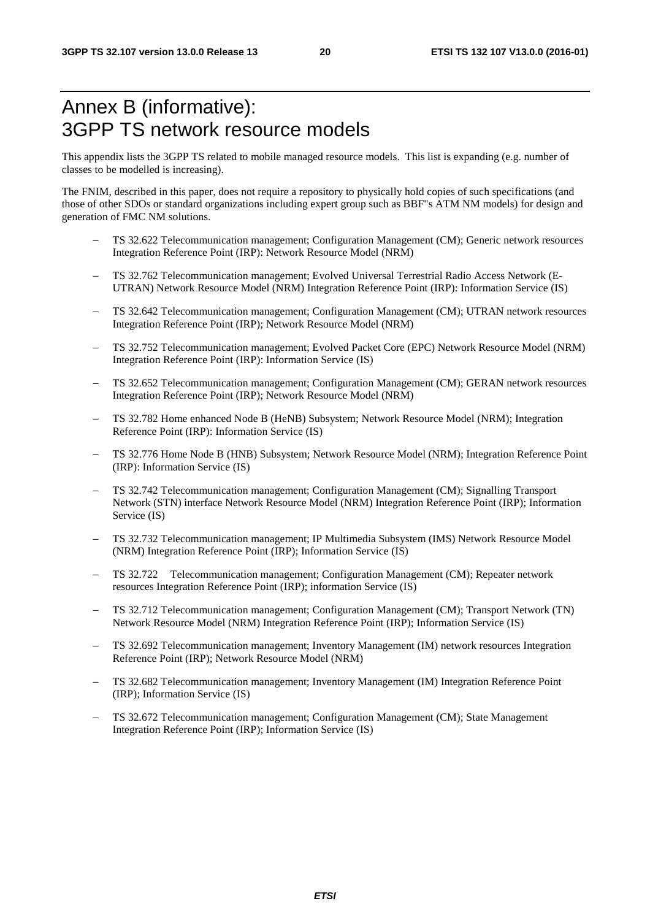# Annex B (informative): 3GPP TS network resource models

This appendix lists the 3GPP TS related to mobile managed resource models. This list is expanding (e.g. number of classes to be modelled is increasing).

The FNIM, described in this paper, does not require a repository to physically hold copies of such specifications (and those of other SDOs or standard organizations including expert group such as BBF"s ATM NM models) for design and generation of FMC NM solutions.

- TS 32.622 Telecommunication management; Configuration Management (CM); Generic network resources Integration Reference Point (IRP): Network Resource Model (NRM)
- TS 32.762 Telecommunication management; Evolved Universal Terrestrial Radio Access Network (E-UTRAN) Network Resource Model (NRM) Integration Reference Point (IRP): Information Service (IS)
- TS 32.642 Telecommunication management; Configuration Management (CM); UTRAN network resources Integration Reference Point (IRP); Network Resource Model (NRM)
- TS 32.752 Telecommunication management; Evolved Packet Core (EPC) Network Resource Model (NRM) Integration Reference Point (IRP): Information Service (IS)
- TS 32.652 Telecommunication management; Configuration Management (CM); GERAN network resources Integration Reference Point (IRP); Network Resource Model (NRM)
- TS 32.782 Home enhanced Node B (HeNB) Subsystem; Network Resource Model (NRM); Integration Reference Point (IRP): Information Service (IS)
- TS 32.776 Home Node B (HNB) Subsystem; Network Resource Model (NRM); Integration Reference Point (IRP): Information Service (IS)
- TS 32.742 Telecommunication management; Configuration Management (CM); Signalling Transport Network (STN) interface Network Resource Model (NRM) Integration Reference Point (IRP); Information Service (IS)
- TS 32.732 Telecommunication management; IP Multimedia Subsystem (IMS) Network Resource Model (NRM) Integration Reference Point (IRP); Information Service (IS)
- TS 32.722 Telecommunication management; Configuration Management (CM); Repeater network resources Integration Reference Point (IRP); information Service (IS)
- TS 32.712 Telecommunication management; Configuration Management (CM); Transport Network (TN) Network Resource Model (NRM) Integration Reference Point (IRP); Information Service (IS)
- TS 32.692 Telecommunication management; Inventory Management (IM) network resources Integration Reference Point (IRP); Network Resource Model (NRM)
- TS 32.682 Telecommunication management; Inventory Management (IM) Integration Reference Point (IRP); Information Service (IS)
- TS 32.672 Telecommunication management; Configuration Management (CM); State Management Integration Reference Point (IRP); Information Service (IS)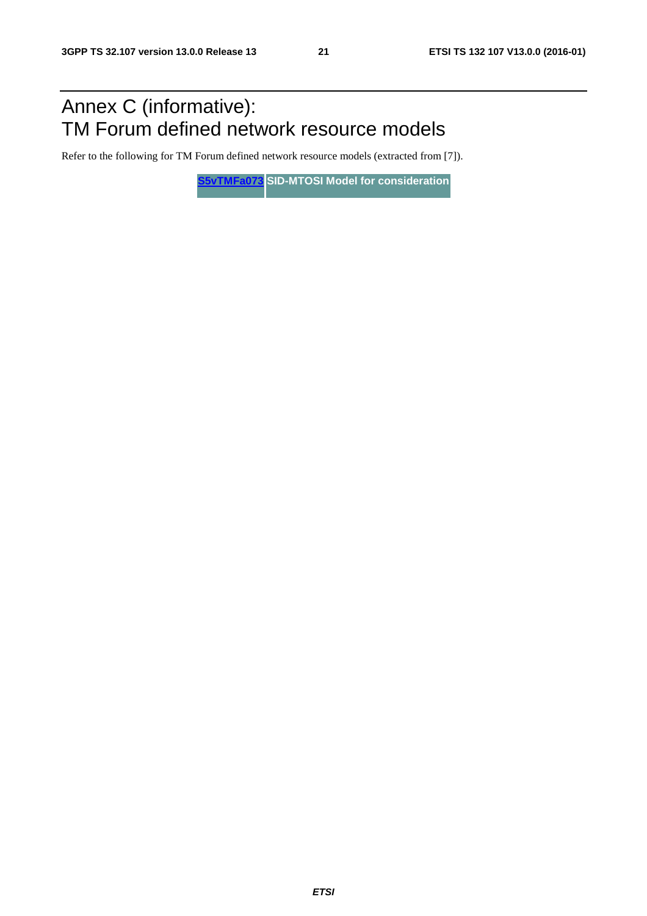# Annex C (informative): TM Forum defined network resource models

Refer to the following for TM Forum defined network resource models (extracted from [7]).

| S5vTMFa073 | SID-MTOSI Model for consideration |
| --- | --- |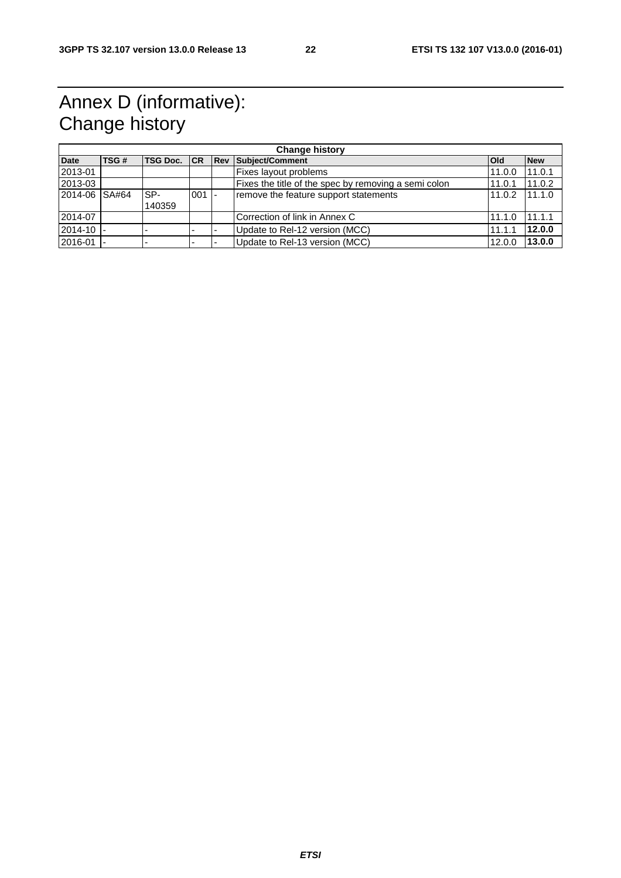# Annex D (informative): Change history

| Change history | | | | | | | |
|---|---|---|---|---|---|---|---|
| **Date** | **TSG #** | **TSG Doc.** | **CR** | **Rev** | **Subject/Comment** | **Old** | **New** |
| 2013-01 | | | | | Fixes layout problems | 11.0.0 | 11.0.1 |
| 2013-03 | | | | | Fixes the title of the spec by removing a semi colon | 11.0.1 | 11.0.2 |
| 2014-06 | SA#64 | SP-140359 | 001 | - | remove the feature support statements | 11.0.2 | 11.1.0 |
| 2014-07 | | | | | Correction of link in Annex C | 11.1.0 | 11.1.1 |
| 2014-10 | - | - | - | - | Update to Rel-12 version (MCC) | 11.1.1 | **12.0.0** |
| 2016-01 | - | - | - | - | Update to Rel-13 version (MCC) | 12.0.0 | **13.0.0** |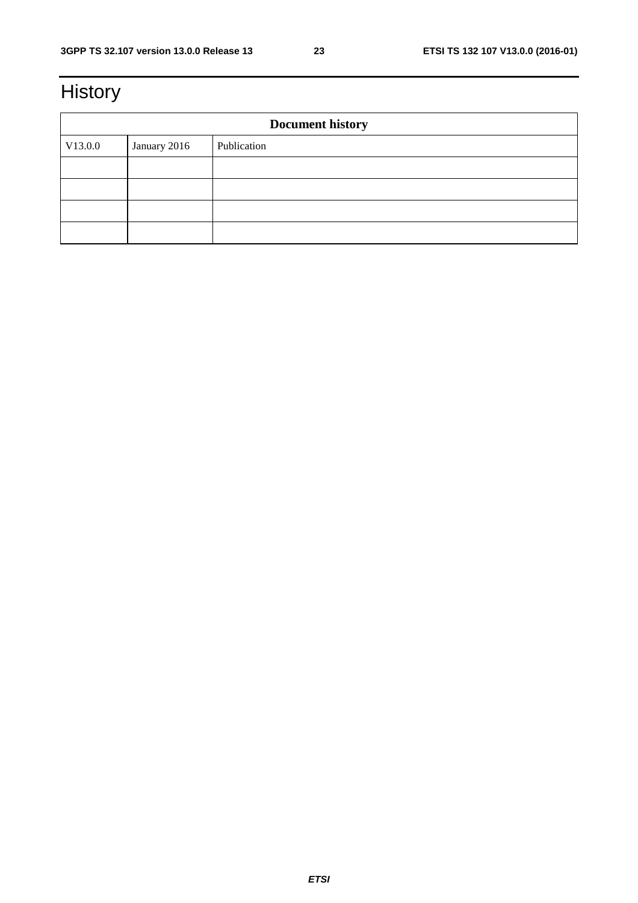# History

| Document history | | |
|---|---|---|
| V13.0.0 | January 2016 | Publication |
| | | |
| | | |
| | | |
| | | |